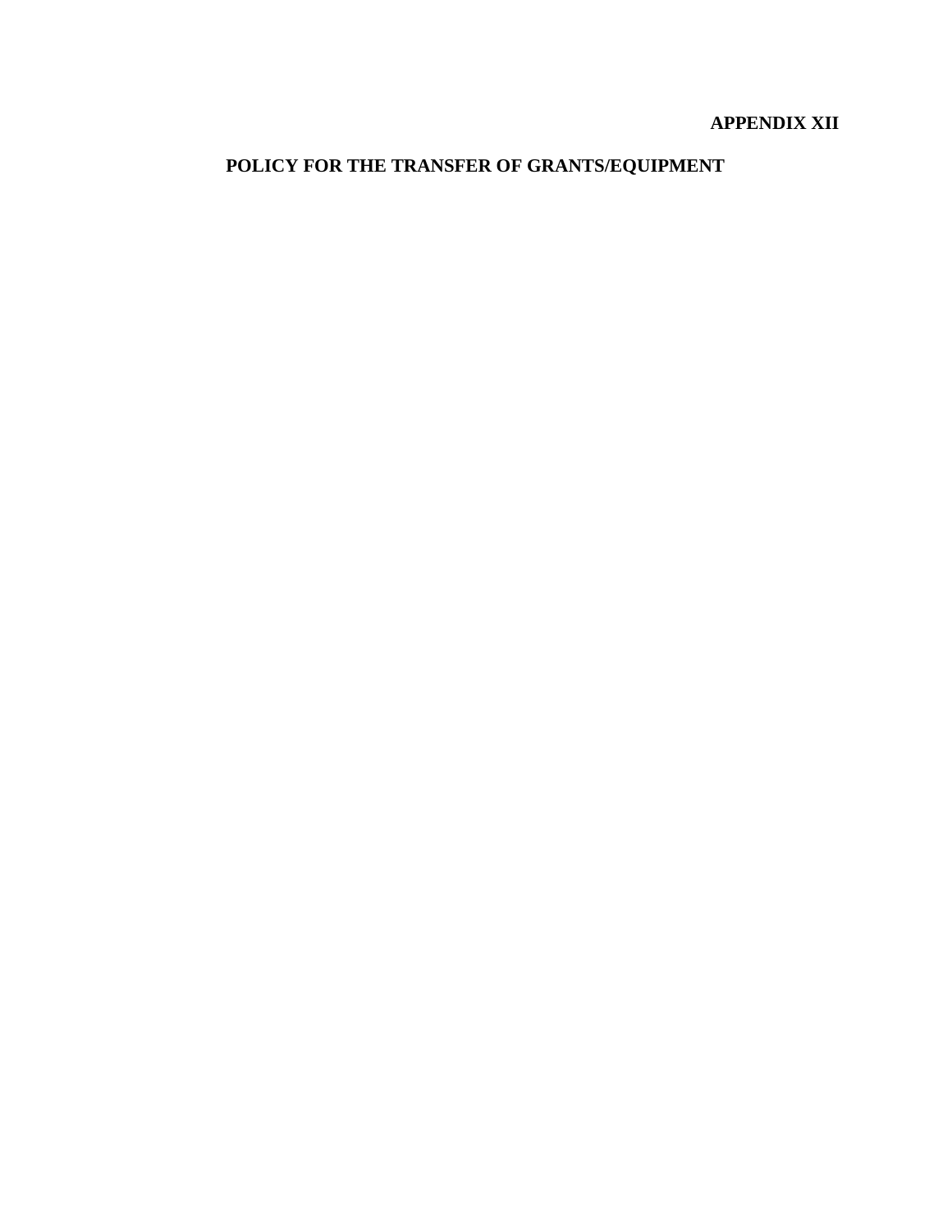**APPENDIX XII**

# POLICY FOR THE TRANSFER OF GRANTS/EQUIPMENT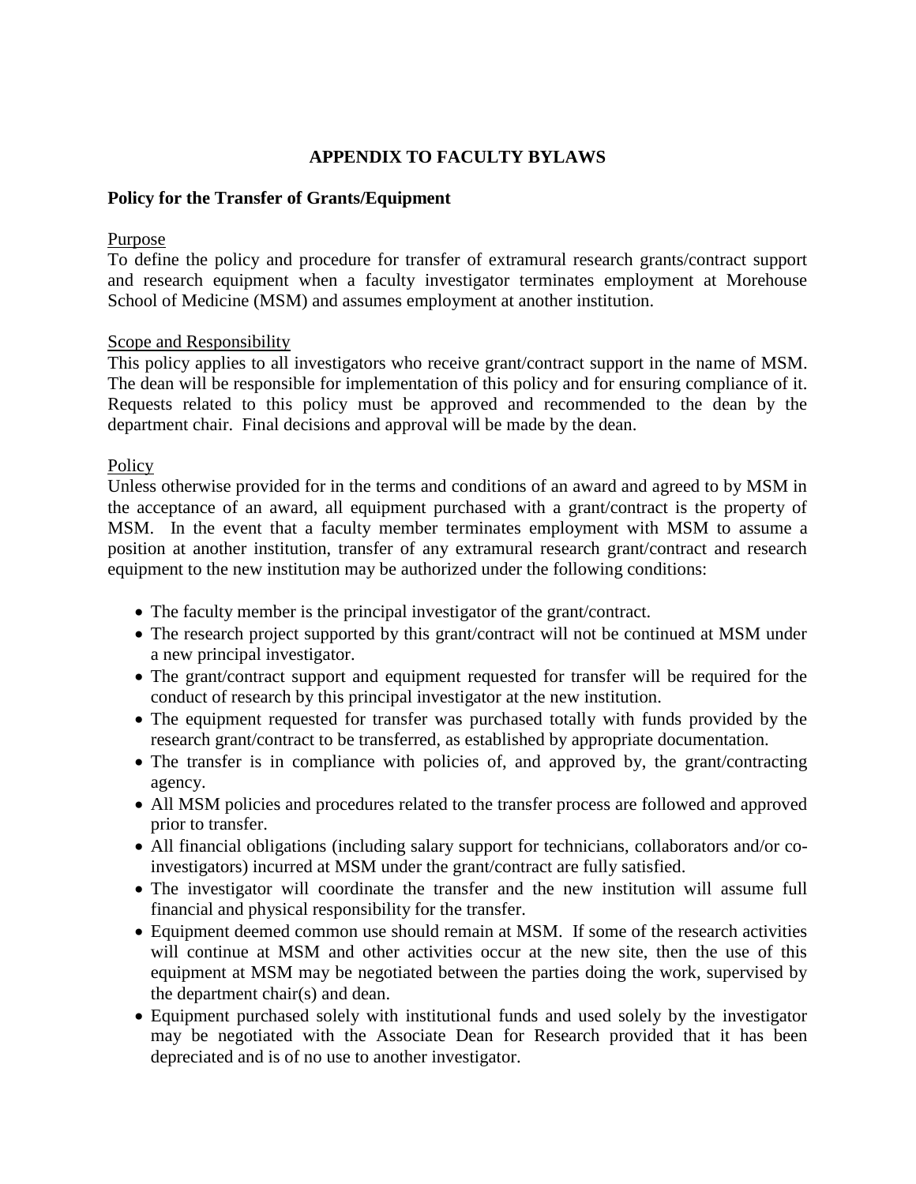# APPENDIX TO FACULTY BYLAWS

## Policy for the Transfer of Grants/Equipment

### Purpose

To define the policy and procedure for transfer of extramural research grants/contract support and research equipment when a faculty investigator terminates employment at Morehouse School of Medicine (MSM) and assumes employment at another institution.

### Scope and Responsibility

This policy applies to all investigators who receive grant/contract support in the name of MSM. The dean will be responsible for implementation of this policy and for ensuring compliance of it. Requests related to this policy must be approved and recommended to the dean by the department chair. Final decisions and approval will be made by the dean.

### Policy

Unless otherwise provided for in the terms and conditions of an award and agreed to by MSM in the acceptance of an award, all equipment purchased with a grant/contract is the property of MSM. In the event that a faculty member terminates employment with MSM to assume a position at another institution, transfer of any extramural research grant/contract and research equipment to the new institution may be authorized under the following conditions:

- The faculty member is the principal investigator of the grant/contract.
- The research project supported by this grant/contract will not be continued at MSM under a new principal investigator.
- The grant/contract support and equipment requested for transfer will be required for the conduct of research by this principal investigator at the new institution.
- The equipment requested for transfer was purchased totally with funds provided by the research grant/contract to be transferred, as established by appropriate documentation.
- The transfer is in compliance with policies of, and approved by, the grant/contracting agency.
- All MSM policies and procedures related to the transfer process are followed and approved prior to transfer.
- All financial obligations (including salary support for technicians, collaborators and/or co-investigators) incurred at MSM under the grant/contract are fully satisfied.
- The investigator will coordinate the transfer and the new institution will assume full financial and physical responsibility for the transfer.
- Equipment deemed common use should remain at MSM. If some of the research activities will continue at MSM and other activities occur at the new site, then the use of this equipment at MSM may be negotiated between the parties doing the work, supervised by the department chair(s) and dean.
- Equipment purchased solely with institutional funds and used solely by the investigator may be negotiated with the Associate Dean for Research provided that it has been depreciated and is of no use to another investigator.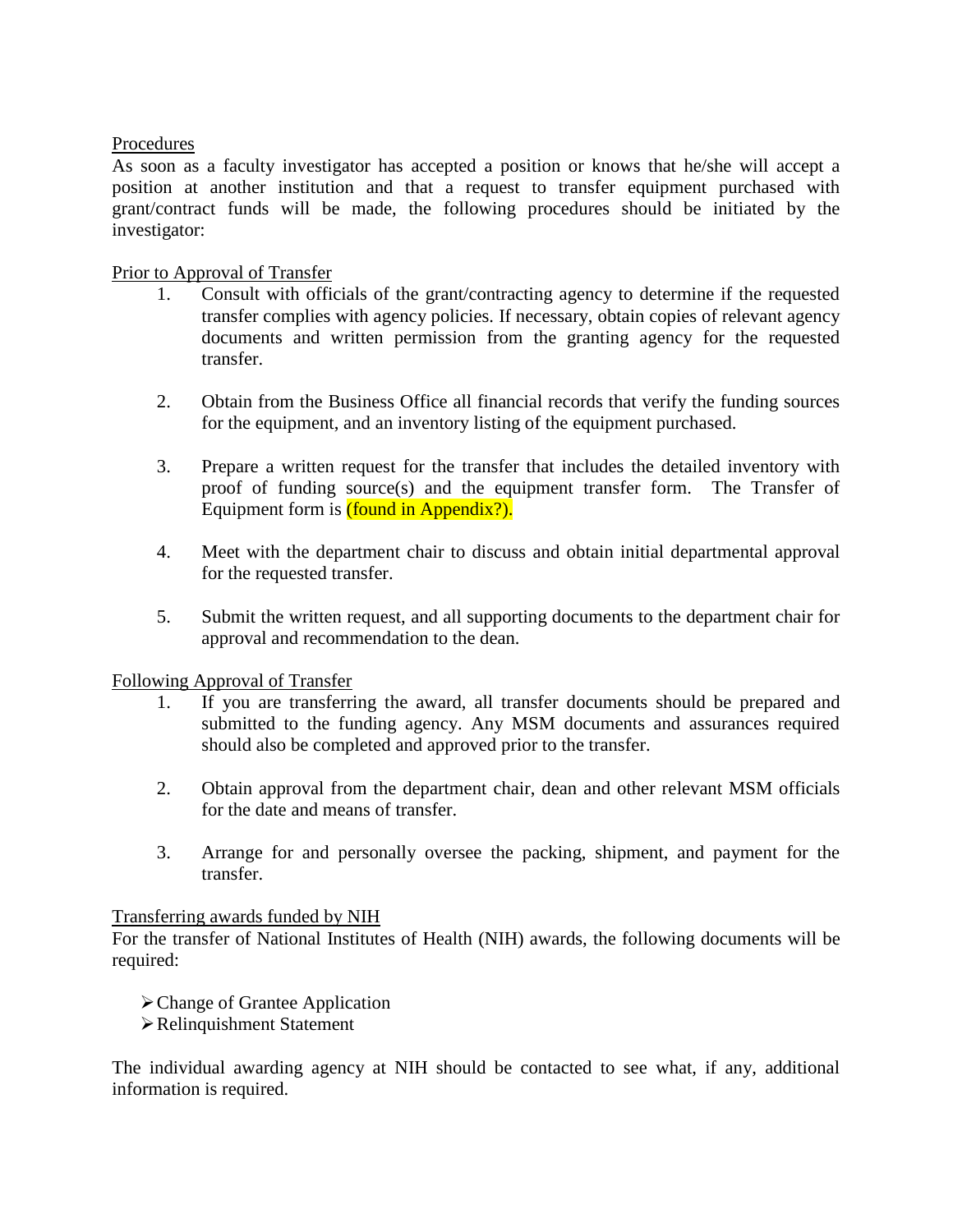Procedures

As soon as a faculty investigator has accepted a position or knows that he/she will accept a position at another institution and that a request to transfer equipment purchased with grant/contract funds will be made, the following procedures should be initiated by the investigator:

Prior to Approval of Transfer

1. Consult with officials of the grant/contracting agency to determine if the requested transfer complies with agency policies. If necessary, obtain copies of relevant agency documents and written permission from the granting agency for the requested transfer.

2. Obtain from the Business Office all financial records that verify the funding sources for the equipment, and an inventory listing of the equipment purchased.

3. Prepare a written request for the transfer that includes the detailed inventory with proof of funding source(s) and the equipment transfer form. The Transfer of Equipment form is (found in Appendix?).

4. Meet with the department chair to discuss and obtain initial departmental approval for the requested transfer.

5. Submit the written request, and all supporting documents to the department chair for approval and recommendation to the dean.

Following Approval of Transfer

1. If you are transferring the award, all transfer documents should be prepared and submitted to the funding agency. Any MSM documents and assurances required should also be completed and approved prior to the transfer.

2. Obtain approval from the department chair, dean and other relevant MSM officials for the date and means of transfer.

3. Arrange for and personally oversee the packing, shipment, and payment for the transfer.

Transferring awards funded by NIH

For the transfer of National Institutes of Health (NIH) awards, the following documents will be required:

- Change of Grantee Application
- Relinquishment Statement

The individual awarding agency at NIH should be contacted to see what, if any, additional information is required.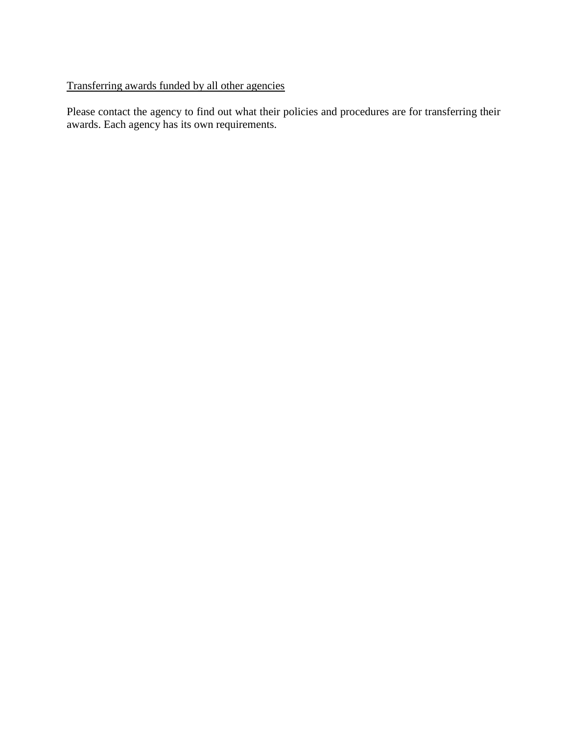Transferring awards funded by all other agencies

Please contact the agency to find out what their policies and procedures are for transferring their awards. Each agency has its own requirements.